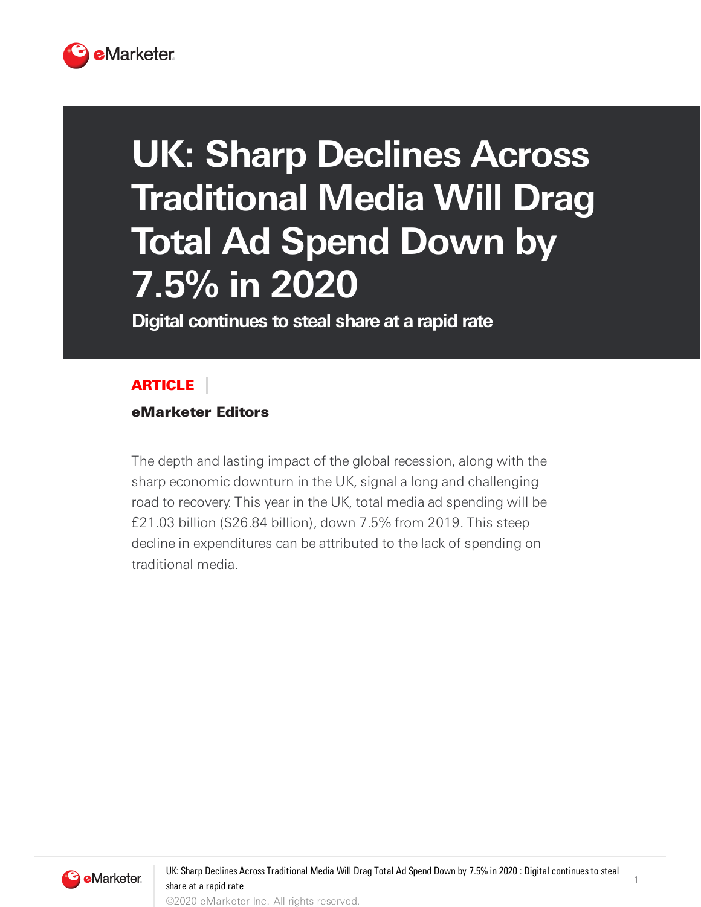# UK: Sharp Declines Across Traditional Media Will Drag Total Ad Spend Down by 7.5% in 2020

## Digital continues to steal share at a rapid rate

**ARTICLE**

**eMarketer Editors**

The depth and lasting impact of the global recession, along with the sharp economic downturn in the UK, signal a long and challenging road to recovery. This year in the UK, total media ad spending will be £21.03 billion ($26.84 billion), down 7.5% from 2019. This steep decline in expenditures can be attributed to the lack of spending on traditional media.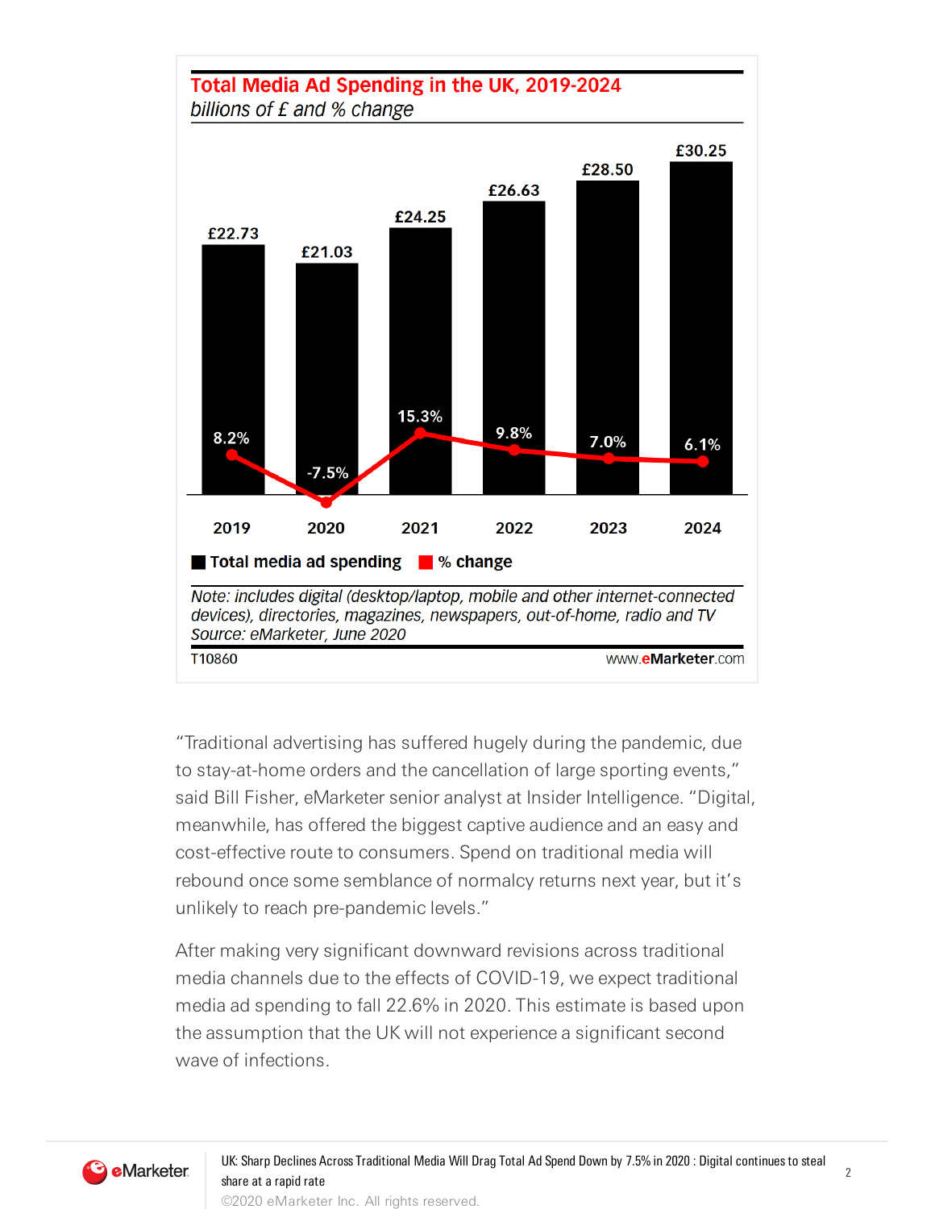**Total Media Ad Spending in the UK, 2019-2024**
*billions of £ and % change*

| Year | Total media ad spending | % change |
|---|---|---|
| 2019 | £22.73 | 8.2% |
| 2020 | £21.03 | -7.5% |
| 2021 | £24.25 | 15.3% |
| 2022 | £26.63 | 9.8% |
| 2023 | £28.50 | 7.0% |
| 2024 | £30.25 | 6.1% |

*Note: includes digital (desktop/laptop, mobile and other internet-connected devices), directories, magazines, newspapers, out-of-home, radio and TV*
*Source: eMarketer, June 2020*

T10860 www.eMarketer.com

"Traditional advertising has suffered hugely during the pandemic, due to stay-at-home orders and the cancellation of large sporting events," said Bill Fisher, eMarketer senior analyst at Insider Intelligence. "Digital, meanwhile, has offered the biggest captive audience and an easy and cost-effective route to consumers. Spend on traditional media will rebound once some semblance of normalcy returns next year, but it's unlikely to reach pre-pandemic levels."

After making very significant downward revisions across traditional media channels due to the effects of COVID-19, we expect traditional media ad spending to fall 22.6% in 2020. This estimate is based upon the assumption that the UK will not experience a significant second wave of infections.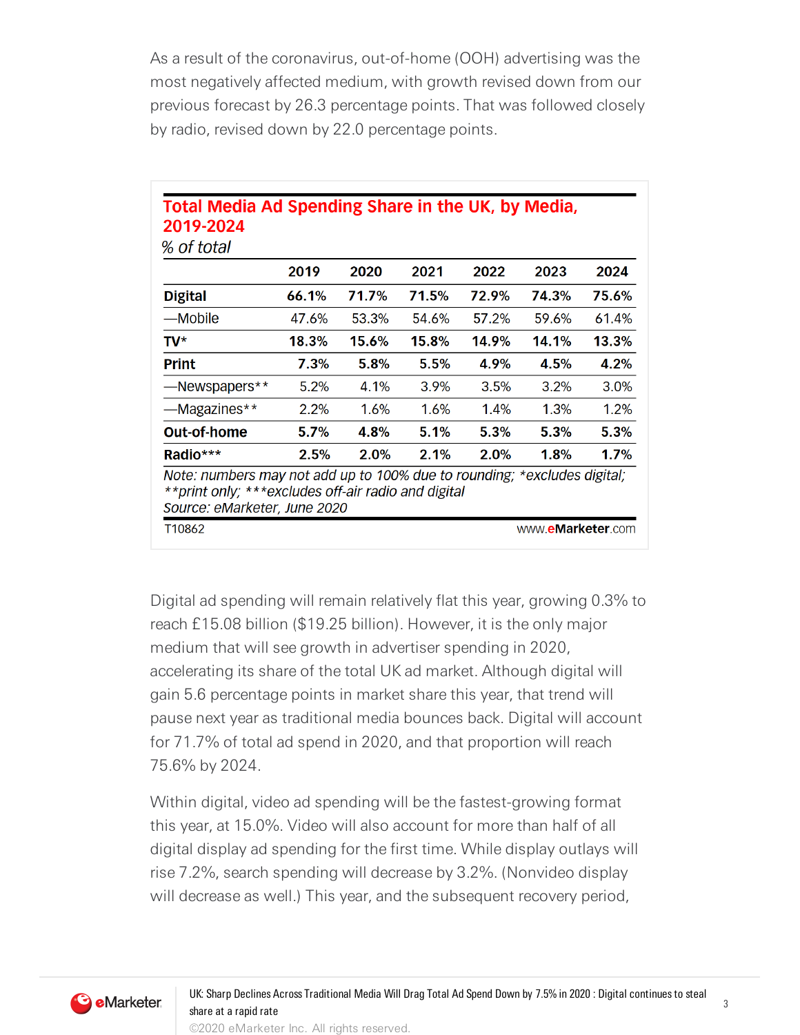As a result of the coronavirus, out-of-home (OOH) advertising was the most negatively affected medium, with growth revised down from our previous forecast by 26.3 percentage points. That was followed closely by radio, revised down by 22.0 percentage points.

**Total Media Ad Spending Share in the UK, by Media, 2019-2024**

*% of total*

| | 2019 | 2020 | 2021 | 2022 | 2023 | 2024 |
|---|---|---|---|---|---|---|
| **Digital** | **66.1%** | **71.7%** | **71.5%** | **72.9%** | **74.3%** | **75.6%** |
| —Mobile | 47.6% | 53.3% | 54.6% | 57.2% | 59.6% | 61.4% |
| **TV*** | **18.3%** | **15.6%** | **15.8%** | **14.9%** | **14.1%** | **13.3%** |
| **Print** | **7.3%** | **5.8%** | **5.5%** | **4.9%** | **4.5%** | **4.2%** |
| —Newspapers** | 5.2% | 4.1% | 3.9% | 3.5% | 3.2% | 3.0% |
| —Magazines** | 2.2% | 1.6% | 1.6% | 1.4% | 1.3% | 1.2% |
| **Out-of-home** | **5.7%** | **4.8%** | **5.1%** | **5.3%** | **5.3%** | **5.3%** |
| **Radio*** ** | **2.5%** | **2.0%** | **2.1%** | **2.0%** | **1.8%** | **1.7%** |

*Note: numbers may not add up to 100% due to rounding; *excludes digital; **print only; ***excludes off-air radio and digital*
*Source: eMarketer, June 2020*

T10862 www.eMarketer.com

Digital ad spending will remain relatively flat this year, growing 0.3% to reach £15.08 billion ($19.25 billion). However, it is the only major medium that will see growth in advertiser spending in 2020, accelerating its share of the total UK ad market. Although digital will gain 5.6 percentage points in market share this year, that trend will pause next year as traditional media bounces back. Digital will account for 71.7% of total ad spend in 2020, and that proportion will reach 75.6% by 2024.

Within digital, video ad spending will be the fastest-growing format this year, at 15.0%. Video will also account for more than half of all digital display ad spending for the first time. While display outlays will rise 7.2%, search spending will decrease by 3.2%. (Nonvideo display will decrease as well.) This year, and the subsequent recovery period,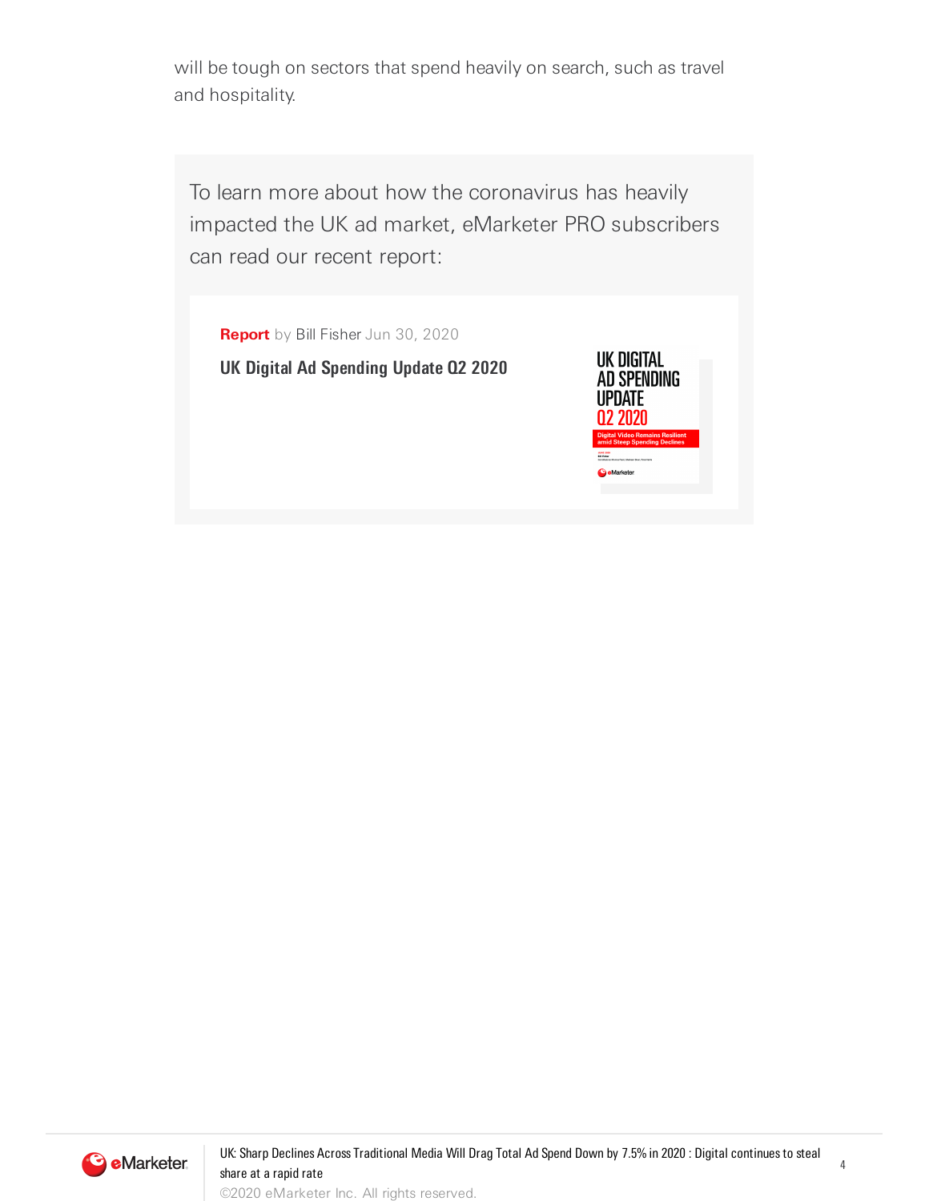will be tough on sectors that spend heavily on search, such as travel and hospitality.

To learn more about how the coronavirus has heavily impacted the UK ad market, eMarketer PRO subscribers can read our recent report:

**Report** by Bill Fisher Jun 30, 2020

**UK Digital Ad Spending Update Q2 2020**